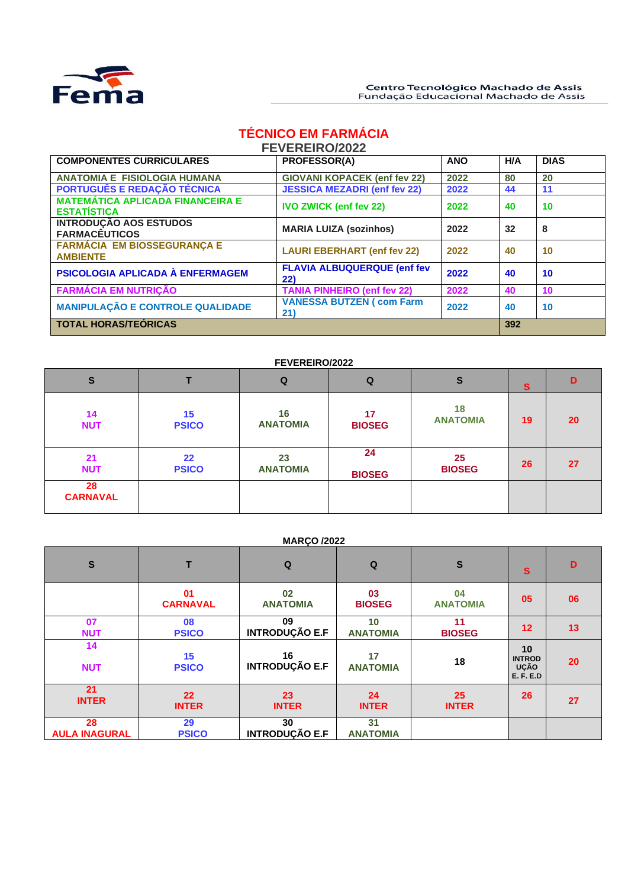Fema

Centro Tecnológico Machado de Assis
Fundação Educacional Machado de Assis

# TÉCNICO EM FARMÁCIA

## FEVEREIRO/2022

| COMPONENTES CURRICULARES | PROFESSOR(A) | ANO | H/A | DIAS |
|---|---|---|---|---|
| ANATOMIA E FISIOLOGIA HUMANA | GIOVANI KOPACEK (enf fev 22) | 2022 | 80 | 20 |
| PORTUGUÊS E REDAÇÃO TÉCNICA | JESSICA MEZADRI (enf fev 22) | 2022 | 44 | 11 |
| MATEMÁTICA APLICADA FINANCEIRA E ESTATÍSTICA | IVO ZWICK (enf fev 22) | 2022 | 40 | 10 |
| INTRODUÇÃO AOS ESTUDOS FARMACÊUTICOS | MARIA LUIZA (sozinhos) | 2022 | 32 | 8 |
| FARMÁCIA EM BIOSSEGURANÇA E AMBIENTE | LAURI EBERHART (enf fev 22) | 2022 | 40 | 10 |
| PSICOLOGIA APLICADA À ENFERMAGEM | FLAVIA ALBUQUERQUE (enf fev 22) | 2022 | 40 | 10 |
| FARMÁCIA EM NUTRIÇÃO | TANIA PINHEIRO (enf fev 22) | 2022 | 40 | 10 |
| MANIPULAÇÃO E CONTROLE QUALIDADE | VANESSA BUTZEN ( com Farm 21) | 2022 | 40 | 10 |
| TOTAL HORAS/TEÓRICAS | | | 392 | |

**FEVEREIRO/2022**

| S | T | Q | Q | S | S | D |
|---|---|---|---|---|---|---|
| 14 NUT | 15 PSICO | 16 ANATOMIA | 17 BIOSEG | 18 ANATOMIA | 19 | 20 |
| 21 NUT | 22 PSICO | 23 ANATOMIA | 24 BIOSEG | 25 BIOSEG | 26 | 27 |
| 28 CARNAVAL | | | | | | |

**MARÇO /2022**

| S | T | Q | Q | S | S | D |
|---|---|---|---|---|---|---|
| | 01 CARNAVAL | 02 ANATOMIA | 03 BIOSEG | 04 ANATOMIA | 05 | 06 |
| 07 NUT | 08 PSICO | 09 INTRODUÇÃO E.F | 10 ANATOMIA | 11 BIOSEG | 12 | 13 |
| 14 NUT | 15 PSICO | 16 INTRODUÇÃO E.F | 17 ANATOMIA | 18 | 10 INTRODUÇÃO E. F. E.D | 20 |
| 21 INTER | 22 INTER | 23 INTER | 24 INTER | 25 INTER | 26 | 27 |
| 28 AULA INAGURAL | 29 PSICO | 30 INTRODUÇÃO E.F | 31 ANATOMIA | | | |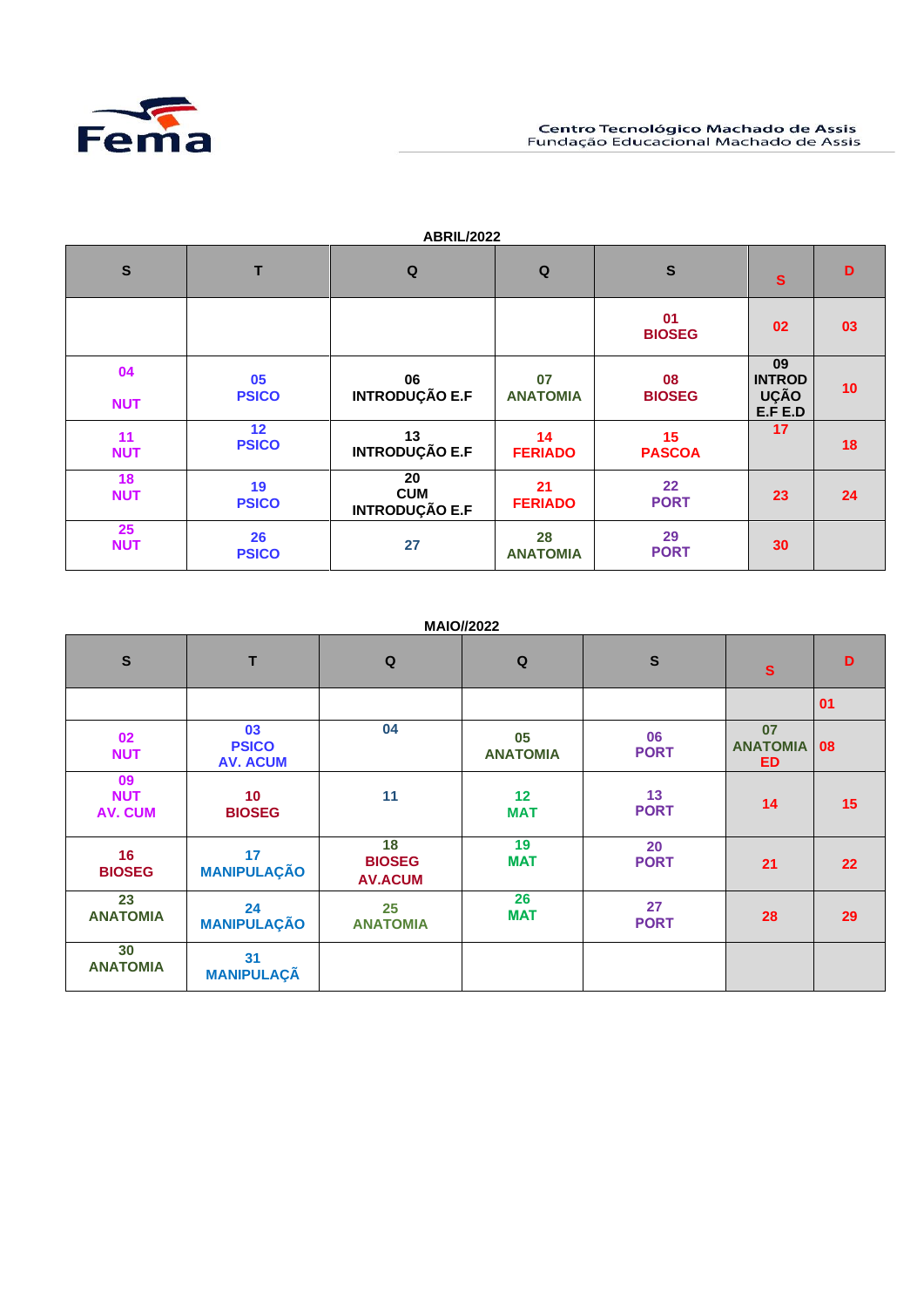Centro Tecnológico Machado de Assis
Fundação Educacional Machado de Assis

**ABRIL/2022**

| S | T | Q | Q | S | S | D |
|---|---|---|---|---|---|---|
| | | | | 01 BIOSEG | 02 | 03 |
| 04 NUT | 05 PSICO | 06 INTRODUÇÃO E.F | 07 ANATOMIA | 08 BIOSEG | 09 INTRODUÇÃO E.F E.D | 10 |
| 11 NUT | 12 PSICO | 13 INTRODUÇÃO E.F | 14 FERIADO | 15 PASCOA | 17 | 18 |
| 18 NUT | 19 PSICO | 20 CUM INTRODUÇÃO E.F | 21 FERIADO | 22 PORT | 23 | 24 |
| 25 NUT | 26 PSICO | 27 | 28 ANATOMIA | 29 PORT | 30 | |

**MAIO//2022**

| S | T | Q | Q | S | S | D |
|---|---|---|---|---|---|---|
| | | | | | | 01 |
| 02 NUT | 03 PSICO AV. ACUM | 04 | 05 ANATOMIA | 06 PORT | 07 ANATOMIA ED | 08 |
| 09 NUT AV. CUM | 10 BIOSEG | 11 | 12 MAT | 13 PORT | 14 | 15 |
| 16 BIOSEG | 17 MANIPULAÇÃO | 18 BIOSEG AV.ACUM | 19 MAT | 20 PORT | 21 | 22 |
| 23 ANATOMIA | 24 MANIPULAÇÃO | 25 ANATOMIA | 26 MAT | 27 PORT | 28 | 29 |
| 30 ANATOMIA | 31 MANIPULAÇÃ | | | | | |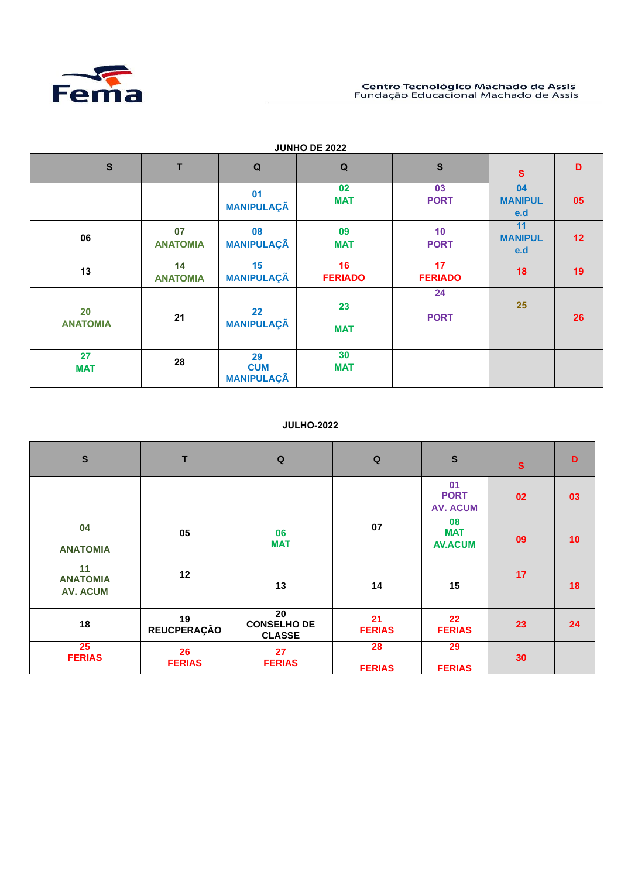Fema

Centro Tecnológico Machado de Assis
Fundação Educacional Machado de Assis

JUNHO DE 2022

| S | T | Q | Q | S | S | D |
|---|---|---|---|---|---|---|
| | | 01 MANIPULAÇÃ | 02 MAT | 03 PORT | 04 MANIPUL e.d | 05 |
| 06 | 07 ANATOMIA | 08 MANIPULAÇÃ | 09 MAT | 10 PORT | 11 MANIPUL e.d | 12 |
| 13 | 14 ANATOMIA | 15 MANIPULAÇÃ | 16 FERIADO | 17 FERIADO | 18 | 19 |
| 20 ANATOMIA | 21 | 22 MANIPULAÇÃ | 23 MAT | 24 PORT | 25 | 26 |
| 27 MAT | 28 | 29 CUM MANIPULAÇÃ | 30 MAT | | | |

JULHO-2022

| S | T | Q | Q | S | S | D |
|---|---|---|---|---|---|---|
| | | | | 01 PORT AV. ACUM | 02 | 03 |
| 04 ANATOMIA | 05 | 06 MAT | 07 | 08 MAT AV.ACUM | 09 | 10 |
| 11 ANATOMIA AV. ACUM | 12 | 13 | 14 | 15 | 17 | 18 |
| 18 | 19 REUCPERAÇÃO | 20 CONSELHO DE CLASSE | 21 FERIAS | 22 FERIAS | 23 | 24 |
| 25 FERIAS | 26 FERIAS | 27 FERIAS | 28 FERIAS | 29 FERIAS | 30 | |